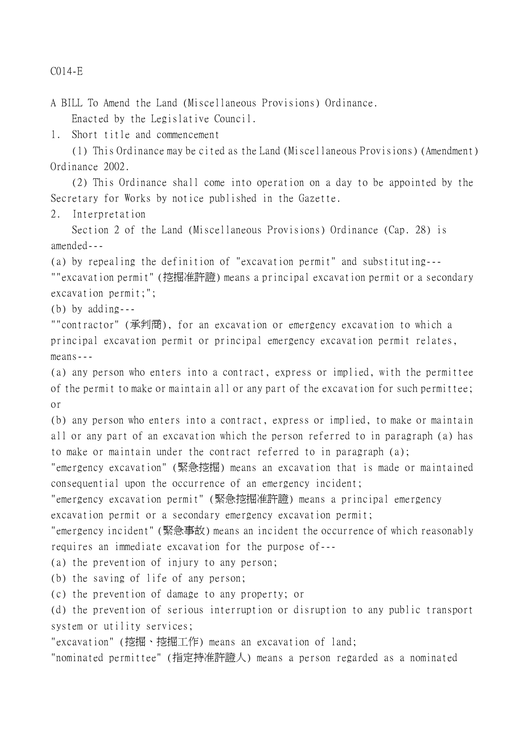C014-E

A BILL To Amend the Land (Miscellaneous Provisions) Ordinance.

Enacted by the Legislative Council.

1. Short title and commencement

(1) This Ordinance may be cited as the Land (Miscellaneous Provisions) (Amendment) Ordinance 2002.

(2) This Ordinance shall come into operation on a day to be appointed by the Secretary for Works by notice published in the Gazette.

2. Interpretation

Section 2 of the Land (Miscellaneous Provisions) Ordinance (Cap. 28) is amended---

(a) by repealing the definition of "excavation permit" and substituting---

""excavation permit" (挖掘准許證) means a principal excavation permit or a secondary excavation permit;";

(b) by adding---

""contractor" (承判商), for an excavation or emergency excavation to which a principal excavation permit or principal emergency excavation permit relates, means---

(a) any person who enters into a contract, express or implied, with the permittee of the permit to make or maintain all or any part of the excavation for such permittee; or

(b) any person who enters into a contract, express or implied, to make or maintain all or any part of an excavation which the person referred to in paragraph (a) has to make or maintain under the contract referred to in paragraph (a);

"emergency excavation" (緊急挖掘) means an excavation that is made or maintained consequential upon the occurrence of an emergency incident;

"emergency excavation permit" (緊急挖掘准許證) means a principal emergency excavation permit or a secondary emergency excavation permit;

"emergency incident" (緊急事故) means an incident the occurrence of which reasonably requires an immediate excavation for the purpose of---

(a) the prevention of injury to any person;

(b) the saving of life of any person;

(c) the prevention of damage to any property; or

(d) the prevention of serious interruption or disruption to any public transport system or utility services;

"excavation" (挖掘、挖掘工作) means an excavation of land;

"nominated permittee" (指定持准許證人) means a person regarded as a nominated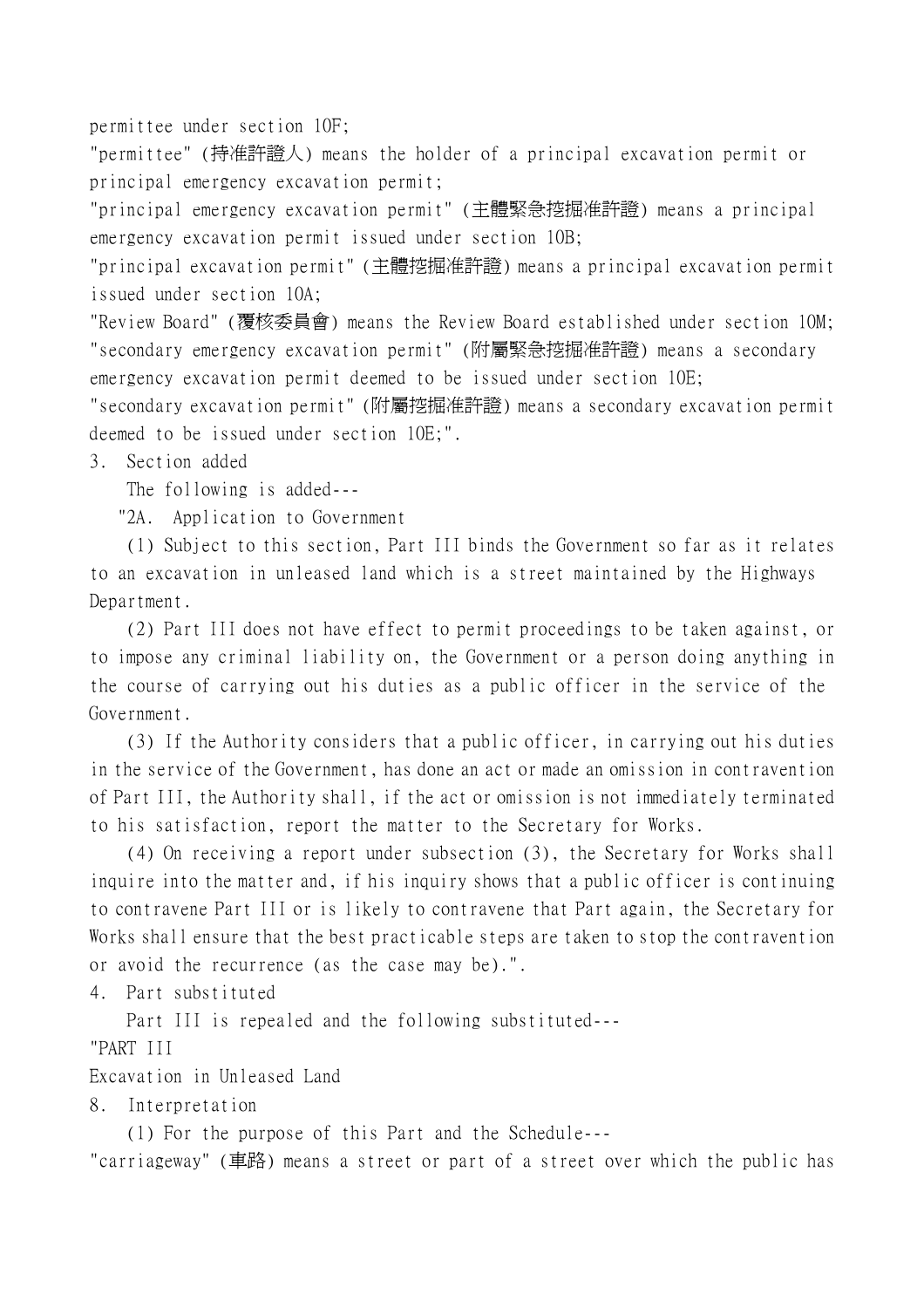permittee under section 10F;

"permittee" (持准許證人) means the holder of a principal excavation permit or principal emergency excavation permit;

"principal emergency excavation permit" (主體緊急挖掘准許證) means a principal emergency excavation permit issued under section 10B;

"principal excavation permit" (主體挖掘准許證) means a principal excavation permit issued under section 10A;

"Review Board" (覆核委員會) means the Review Board established under section 10M;

"secondary emergency excavation permit" (附屬緊急挖掘准許證) means a secondary emergency excavation permit deemed to be issued under section 10E;

"secondary excavation permit" (附屬挖掘准許證) means a secondary excavation permit deemed to be issued under section 10E;".

3. Section added

The following is added---

"2A. Application to Government

(1) Subject to this section, Part III binds the Government so far as it relates to an excavation in unleased land which is a street maintained by the Highways Department.

(2) Part III does not have effect to permit proceedings to be taken against, or to impose any criminal liability on, the Government or a person doing anything in the course of carrying out his duties as a public officer in the service of the Government.

(3) If the Authority considers that a public officer, in carrying out his duties in the service of the Government, has done an act or made an omission in contravention of Part III, the Authority shall, if the act or omission is not immediately terminated to his satisfaction, report the matter to the Secretary for Works.

(4) On receiving a report under subsection (3), the Secretary for Works shall inquire into the matter and, if his inquiry shows that a public officer is continuing to contravene Part III or is likely to contravene that Part again, the Secretary for Works shall ensure that the best practicable steps are taken to stop the contravention or avoid the recurrence (as the case may be).".

4. Part substituted

Part III is repealed and the following substituted---

"PART III

Excavation in Unleased Land

8. Interpretation

(1) For the purpose of this Part and the Schedule---

"carriageway" (車路) means a street or part of a street over which the public has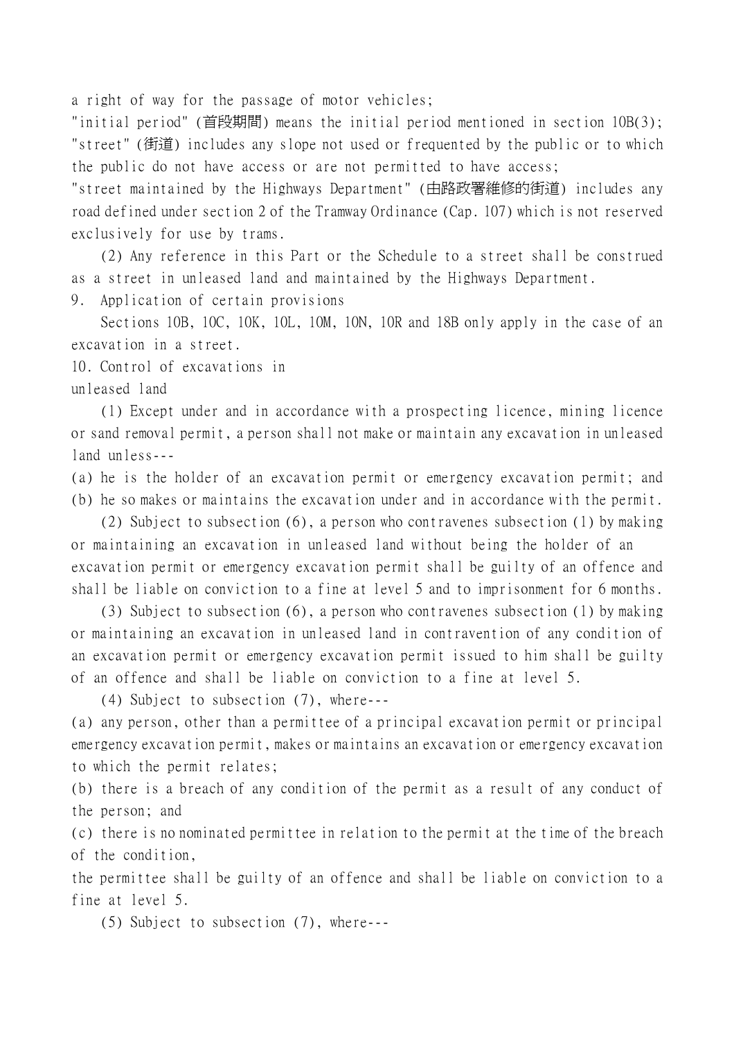a right of way for the passage of motor vehicles;

"initial period" (首段期間) means the initial period mentioned in section 10B(3);

"street" (街道) includes any slope not used or frequented by the public or to which the public do not have access or are not permitted to have access;

"street maintained by the Highways Department" (由路政署維修的街道) includes any road defined under section 2 of the Tramway Ordinance (Cap. 107) which is not reserved exclusively for use by trams.

(2) Any reference in this Part or the Schedule to a street shall be construed as a street in unleased land and maintained by the Highways Department.

9. Application of certain provisions

Sections 10B, 10C, 10K, 10L, 10M, 10N, 10R and 18B only apply in the case of an excavation in a street.

10. Control of excavations in unleased land

(1) Except under and in accordance with a prospecting licence, mining licence or sand removal permit, a person shall not make or maintain any excavation in unleased land unless---

(a) he is the holder of an excavation permit or emergency excavation permit; and

(b) he so makes or maintains the excavation under and in accordance with the permit.

(2) Subject to subsection (6), a person who contravenes subsection (1) by making or maintaining an excavation in unleased land without being the holder of an excavation permit or emergency excavation permit shall be guilty of an offence and shall be liable on conviction to a fine at level 5 and to imprisonment for 6 months.

(3) Subject to subsection (6), a person who contravenes subsection (1) by making or maintaining an excavation in unleased land in contravention of any condition of an excavation permit or emergency excavation permit issued to him shall be guilty of an offence and shall be liable on conviction to a fine at level 5.

(4) Subject to subsection (7), where---

(a) any person, other than a permittee of a principal excavation permit or principal emergency excavation permit, makes or maintains an excavation or emergency excavation to which the permit relates;

(b) there is a breach of any condition of the permit as a result of any conduct of the person; and

(c) there is no nominated permittee in relation to the permit at the time of the breach of the condition,

the permittee shall be guilty of an offence and shall be liable on conviction to a fine at level 5.

(5) Subject to subsection (7), where---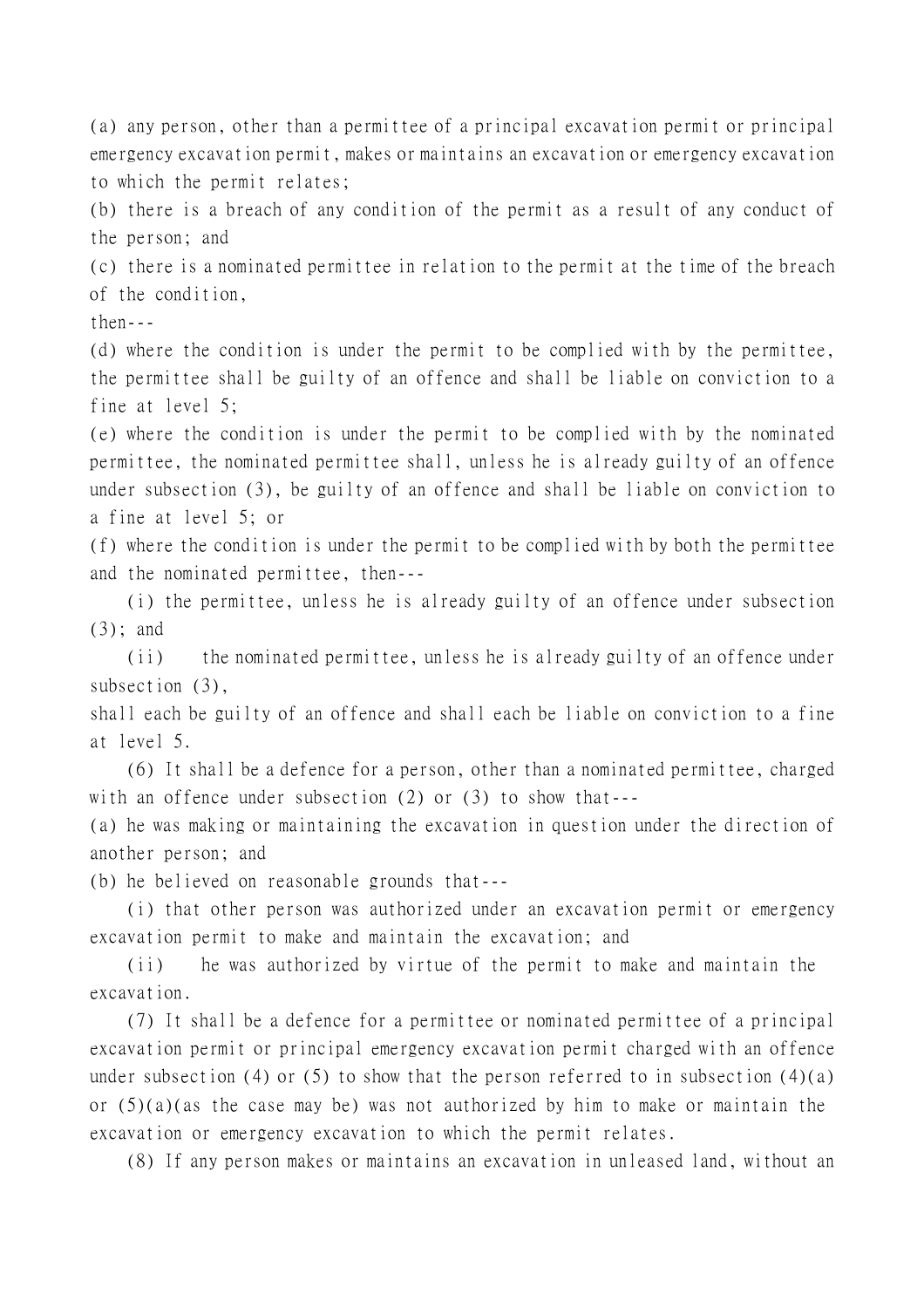(a) any person, other than a permittee of a principal excavation permit or principal emergency excavation permit, makes or maintains an excavation or emergency excavation to which the permit relates;

(b) there is a breach of any condition of the permit as a result of any conduct of the person; and

(c) there is a nominated permittee in relation to the permit at the time of the breach of the condition,

then---

(d) where the condition is under the permit to be complied with by the permittee, the permittee shall be guilty of an offence and shall be liable on conviction to a fine at level 5;

(e) where the condition is under the permit to be complied with by the nominated permittee, the nominated permittee shall, unless he is already guilty of an offence under subsection (3), be guilty of an offence and shall be liable on conviction to a fine at level 5; or

(f) where the condition is under the permit to be complied with by both the permittee and the nominated permittee, then---

(i) the permittee, unless he is already guilty of an offence under subsection (3); and

(ii) the nominated permittee, unless he is already guilty of an offence under subsection (3),

shall each be guilty of an offence and shall each be liable on conviction to a fine at level 5.

(6) It shall be a defence for a person, other than a nominated permittee, charged with an offence under subsection (2) or (3) to show that---

(a) he was making or maintaining the excavation in question under the direction of another person; and

(b) he believed on reasonable grounds that---

(i) that other person was authorized under an excavation permit or emergency excavation permit to make and maintain the excavation; and

(ii) he was authorized by virtue of the permit to make and maintain the excavation.

(7) It shall be a defence for a permittee or nominated permittee of a principal excavation permit or principal emergency excavation permit charged with an offence under subsection (4) or (5) to show that the person referred to in subsection (4)(a) or (5)(a)(as the case may be) was not authorized by him to make or maintain the excavation or emergency excavation to which the permit relates.

(8) If any person makes or maintains an excavation in unleased land, without an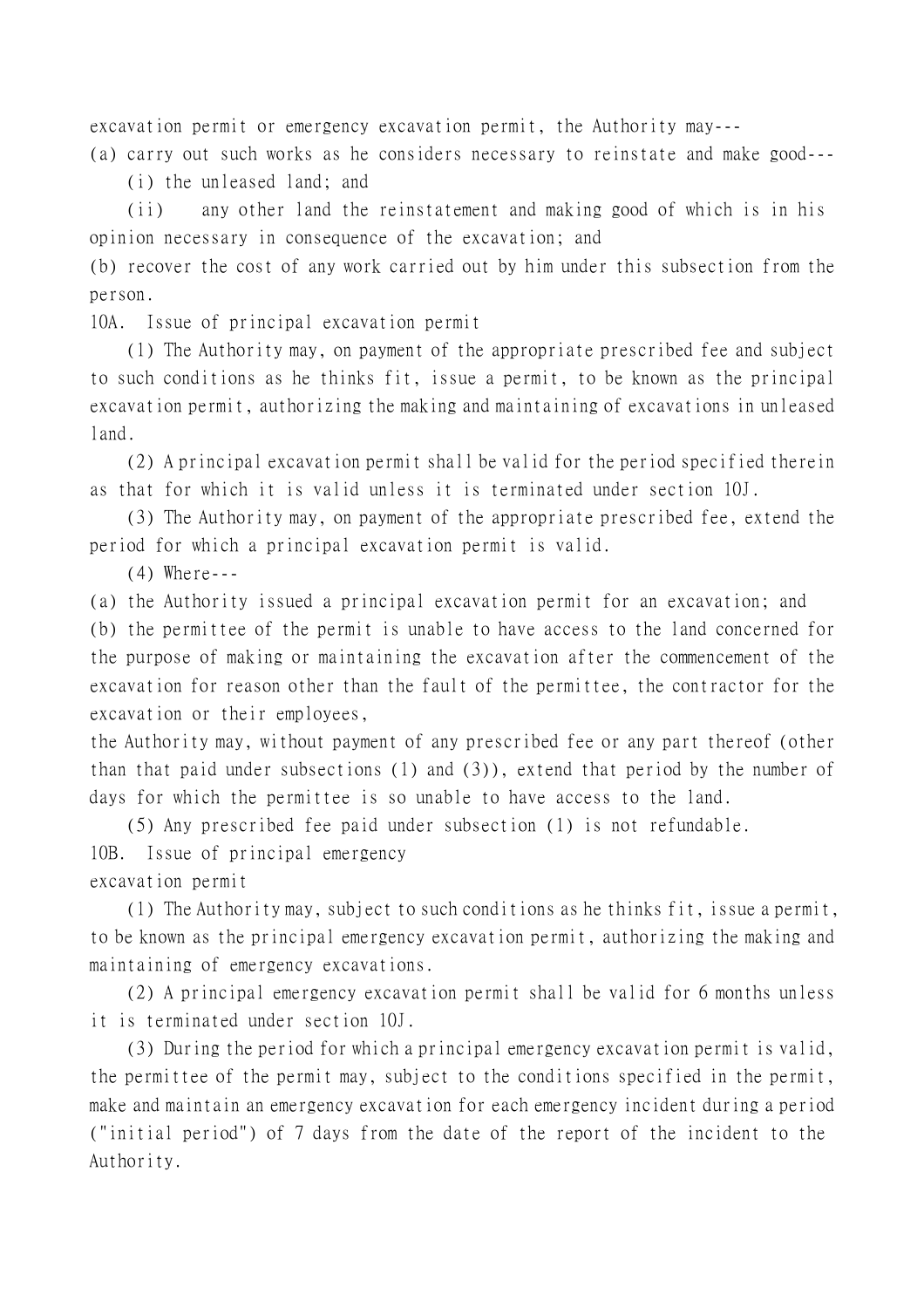excavation permit or emergency excavation permit, the Authority may---

(a) carry out such works as he considers necessary to reinstate and make good---

(i) the unleased land; and

(ii) any other land the reinstatement and making good of which is in his opinion necessary in consequence of the excavation; and

(b) recover the cost of any work carried out by him under this subsection from the person.

10A. Issue of principal excavation permit

(1) The Authority may, on payment of the appropriate prescribed fee and subject to such conditions as he thinks fit, issue a permit, to be known as the principal excavation permit, authorizing the making and maintaining of excavations in unleased land.

(2) A principal excavation permit shall be valid for the period specified therein as that for which it is valid unless it is terminated under section 10J.

(3) The Authority may, on payment of the appropriate prescribed fee, extend the period for which a principal excavation permit is valid.

(4) Where---

(a) the Authority issued a principal excavation permit for an excavation; and

(b) the permittee of the permit is unable to have access to the land concerned for the purpose of making or maintaining the excavation after the commencement of the excavation for reason other than the fault of the permittee, the contractor for the excavation or their employees,

the Authority may, without payment of any prescribed fee or any part thereof (other than that paid under subsections (1) and (3)), extend that period by the number of days for which the permittee is so unable to have access to the land.

(5) Any prescribed fee paid under subsection (1) is not refundable.

10B. Issue of principal emergency excavation permit

(1) The Authority may, subject to such conditions as he thinks fit, issue a permit, to be known as the principal emergency excavation permit, authorizing the making and maintaining of emergency excavations.

(2) A principal emergency excavation permit shall be valid for 6 months unless it is terminated under section 10J.

(3) During the period for which a principal emergency excavation permit is valid, the permittee of the permit may, subject to the conditions specified in the permit, make and maintain an emergency excavation for each emergency incident during a period ("initial period") of 7 days from the date of the report of the incident to the Authority.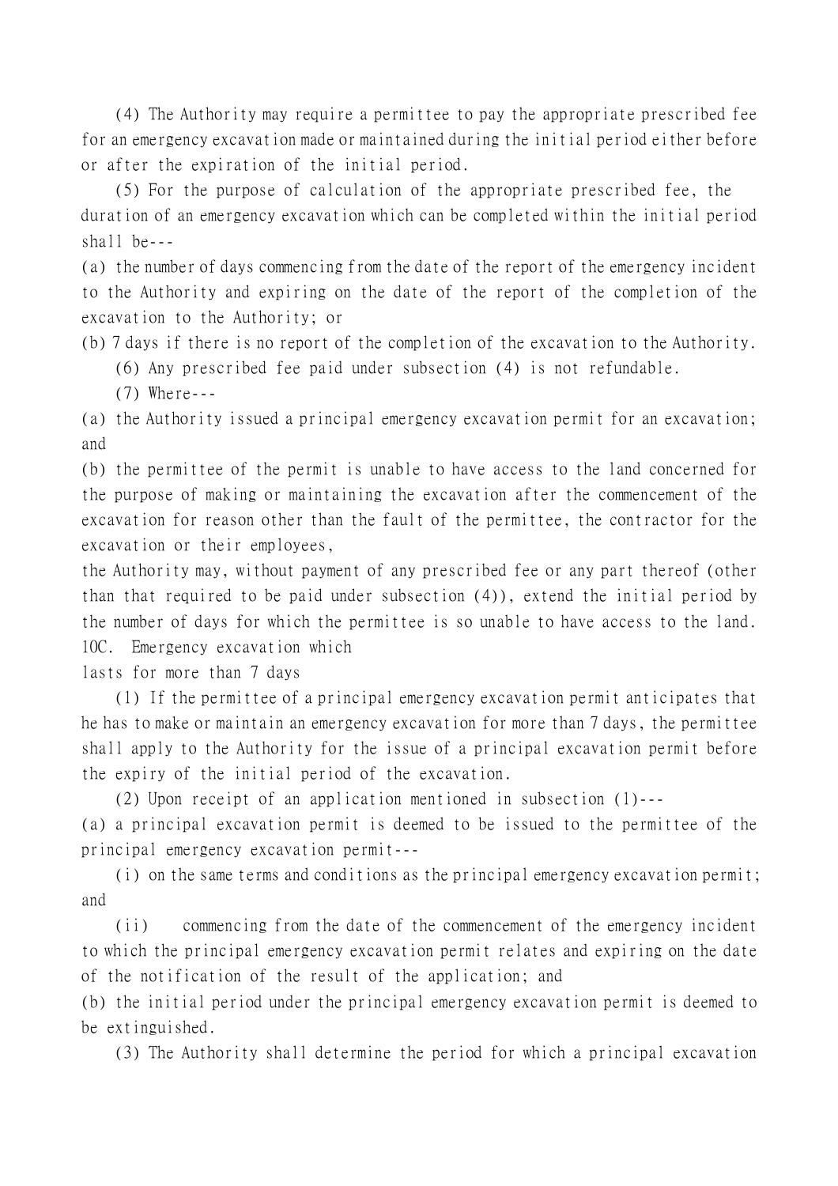(4) The Authority may require a permittee to pay the appropriate prescribed fee for an emergency excavation made or maintained during the initial period either before or after the expiration of the initial period.

(5) For the purpose of calculation of the appropriate prescribed fee, the duration of an emergency excavation which can be completed within the initial period shall be---

(a) the number of days commencing from the date of the report of the emergency incident to the Authority and expiring on the date of the report of the completion of the excavation to the Authority; or

(b) 7 days if there is no report of the completion of the excavation to the Authority.

(6) Any prescribed fee paid under subsection (4) is not refundable.

(7) Where---

(a) the Authority issued a principal emergency excavation permit for an excavation; and

(b) the permittee of the permit is unable to have access to the land concerned for the purpose of making or maintaining the excavation after the commencement of the excavation for reason other than the fault of the permittee, the contractor for the excavation or their employees,

the Authority may, without payment of any prescribed fee or any part thereof (other than that required to be paid under subsection (4)), extend the initial period by the number of days for which the permittee is so unable to have access to the land.

### 10C. Emergency excavation which lasts for more than 7 days

(1) If the permittee of a principal emergency excavation permit anticipates that he has to make or maintain an emergency excavation for more than 7 days, the permittee shall apply to the Authority for the issue of a principal excavation permit before the expiry of the initial period of the excavation.

(2) Upon receipt of an application mentioned in subsection (1)---

(a) a principal excavation permit is deemed to be issued to the permittee of the principal emergency excavation permit---

(i) on the same terms and conditions as the principal emergency excavation permit; and

(ii) commencing from the date of the commencement of the emergency incident to which the principal emergency excavation permit relates and expiring on the date of the notification of the result of the application; and

(b) the initial period under the principal emergency excavation permit is deemed to be extinguished.

(3) The Authority shall determine the period for which a principal excavation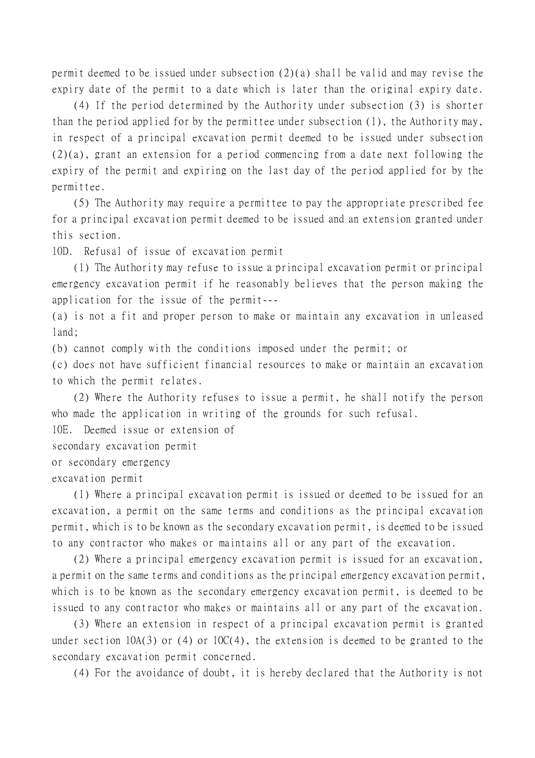permit deemed to be issued under subsection (2)(a) shall be valid and may revise the expiry date of the permit to a date which is later than the original expiry date.

(4) If the period determined by the Authority under subsection (3) is shorter than the period applied for by the permittee under subsection (1), the Authority may, in respect of a principal excavation permit deemed to be issued under subsection (2)(a), grant an extension for a period commencing from a date next following the expiry of the permit and expiring on the last day of the period applied for by the permittee.

(5) The Authority may require a permittee to pay the appropriate prescribed fee for a principal excavation permit deemed to be issued and an extension granted under this section.

10D. Refusal of issue of excavation permit

(1) The Authority may refuse to issue a principal excavation permit or principal emergency excavation permit if he reasonably believes that the person making the application for the issue of the permit---

(a) is not a fit and proper person to make or maintain any excavation in unleased land;

(b) cannot comply with the conditions imposed under the permit; or

(c) does not have sufficient financial resources to make or maintain an excavation to which the permit relates.

(2) Where the Authority refuses to issue a permit, he shall notify the person who made the application in writing of the grounds for such refusal.

10E. Deemed issue or extension of secondary excavation permit or secondary emergency excavation permit

(1) Where a principal excavation permit is issued or deemed to be issued for an excavation, a permit on the same terms and conditions as the principal excavation permit, which is to be known as the secondary excavation permit, is deemed to be issued to any contractor who makes or maintains all or any part of the excavation.

(2) Where a principal emergency excavation permit is issued for an excavation, a permit on the same terms and conditions as the principal emergency excavation permit, which is to be known as the secondary emergency excavation permit, is deemed to be issued to any contractor who makes or maintains all or any part of the excavation.

(3) Where an extension in respect of a principal excavation permit is granted under section 10A(3) or (4) or 10C(4), the extension is deemed to be granted to the secondary excavation permit concerned.

(4) For the avoidance of doubt, it is hereby declared that the Authority is not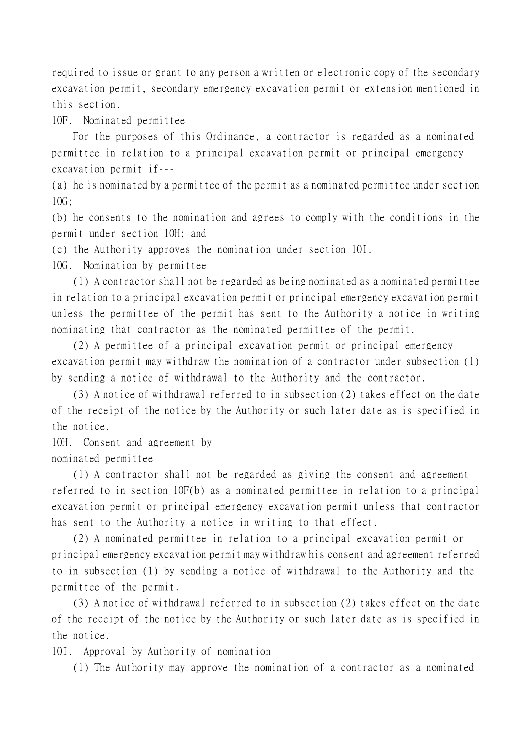required to issue or grant to any person a written or electronic copy of the secondary excavation permit, secondary emergency excavation permit or extension mentioned in this section.

10F. Nominated permittee

For the purposes of this Ordinance, a contractor is regarded as a nominated permittee in relation to a principal excavation permit or principal emergency excavation permit if---

(a) he is nominated by a permittee of the permit as a nominated permittee under section 10G;

(b) he consents to the nomination and agrees to comply with the conditions in the permit under section 10H; and

(c) the Authority approves the nomination under section 10I.

10G. Nomination by permittee

(1) A contractor shall not be regarded as being nominated as a nominated permittee in relation to a principal excavation permit or principal emergency excavation permit unless the permittee of the permit has sent to the Authority a notice in writing nominating that contractor as the nominated permittee of the permit.

(2) A permittee of a principal excavation permit or principal emergency excavation permit may withdraw the nomination of a contractor under subsection (1) by sending a notice of withdrawal to the Authority and the contractor.

(3) A notice of withdrawal referred to in subsection (2) takes effect on the date of the receipt of the notice by the Authority or such later date as is specified in the notice.

10H. Consent and agreement by nominated permittee

(1) A contractor shall not be regarded as giving the consent and agreement referred to in section 10F(b) as a nominated permittee in relation to a principal excavation permit or principal emergency excavation permit unless that contractor has sent to the Authority a notice in writing to that effect.

(2) A nominated permittee in relation to a principal excavation permit or principal emergency excavation permit may withdraw his consent and agreement referred to in subsection (1) by sending a notice of withdrawal to the Authority and the permittee of the permit.

(3) A notice of withdrawal referred to in subsection (2) takes effect on the date of the receipt of the notice by the Authority or such later date as is specified in the notice.

10I. Approval by Authority of nomination

(1) The Authority may approve the nomination of a contractor as a nominated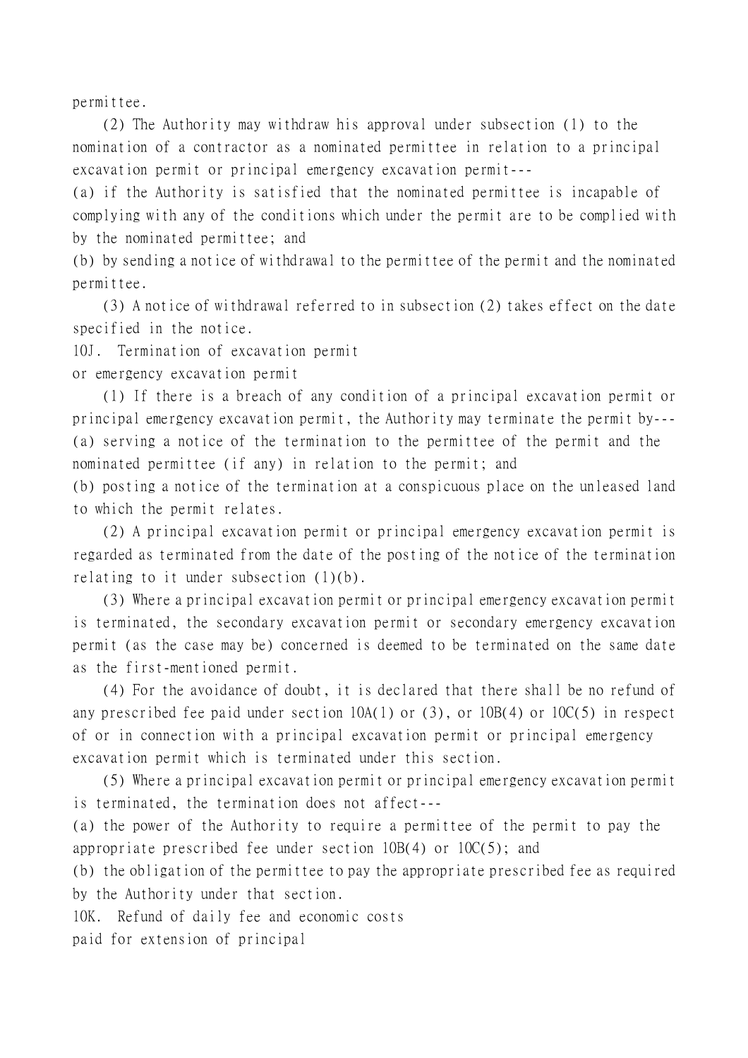permittee.

(2) The Authority may withdraw his approval under subsection (1) to the nomination of a contractor as a nominated permittee in relation to a principal excavation permit or principal emergency excavation permit---

(a) if the Authority is satisfied that the nominated permittee is incapable of complying with any of the conditions which under the permit are to be complied with by the nominated permittee; and

(b) by sending a notice of withdrawal to the permittee of the permit and the nominated permittee.

(3) A notice of withdrawal referred to in subsection (2) takes effect on the date specified in the notice.

10J. Termination of excavation permit or emergency excavation permit

(1) If there is a breach of any condition of a principal excavation permit or principal emergency excavation permit, the Authority may terminate the permit by---

(a) serving a notice of the termination to the permittee of the permit and the nominated permittee (if any) in relation to the permit; and

(b) posting a notice of the termination at a conspicuous place on the unleased land to which the permit relates.

(2) A principal excavation permit or principal emergency excavation permit is regarded as terminated from the date of the posting of the notice of the termination relating to it under subsection (1)(b).

(3) Where a principal excavation permit or principal emergency excavation permit is terminated, the secondary excavation permit or secondary emergency excavation permit (as the case may be) concerned is deemed to be terminated on the same date as the first-mentioned permit.

(4) For the avoidance of doubt, it is declared that there shall be no refund of any prescribed fee paid under section 10A(1) or (3), or 10B(4) or 10C(5) in respect of or in connection with a principal excavation permit or principal emergency excavation permit which is terminated under this section.

(5) Where a principal excavation permit or principal emergency excavation permit is terminated, the termination does not affect---

(a) the power of the Authority to require a permittee of the permit to pay the appropriate prescribed fee under section 10B(4) or 10C(5); and

(b) the obligation of the permittee to pay the appropriate prescribed fee as required by the Authority under that section.

10K. Refund of daily fee and economic costs paid for extension of principal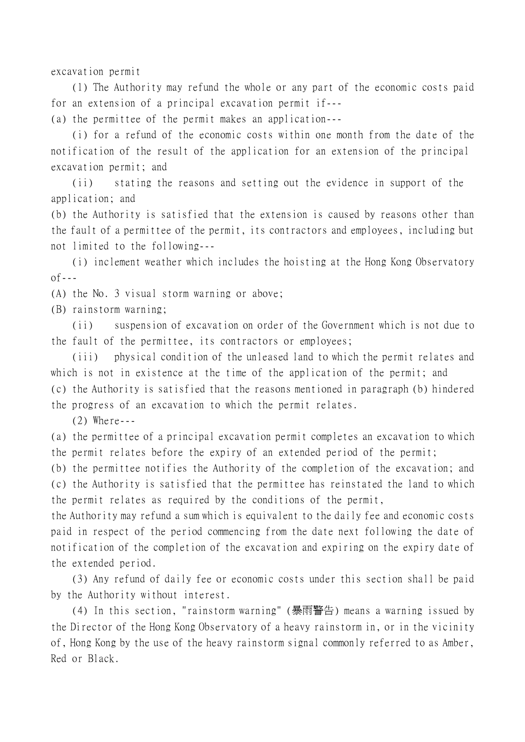excavation permit

(1) The Authority may refund the whole or any part of the economic costs paid for an extension of a principal excavation permit if---

(a) the permittee of the permit makes an application---

(i) for a refund of the economic costs within one month from the date of the notification of the result of the application for an extension of the principal excavation permit; and

(ii) stating the reasons and setting out the evidence in support of the application; and

(b) the Authority is satisfied that the extension is caused by reasons other than the fault of a permittee of the permit, its contractors and employees, including but not limited to the following---

(i) inclement weather which includes the hoisting at the Hong Kong Observatory of---

(A) the No. 3 visual storm warning or above;

(B) rainstorm warning;

(ii) suspension of excavation on order of the Government which is not due to the fault of the permittee, its contractors or employees;

(iii) physical condition of the unleased land to which the permit relates and which is not in existence at the time of the application of the permit; and

(c) the Authority is satisfied that the reasons mentioned in paragraph (b) hindered the progress of an excavation to which the permit relates.

(2) Where---

(a) the permittee of a principal excavation permit completes an excavation to which the permit relates before the expiry of an extended period of the permit;

(b) the permittee notifies the Authority of the completion of the excavation; and

(c) the Authority is satisfied that the permittee has reinstated the land to which the permit relates as required by the conditions of the permit,

the Authority may refund a sum which is equivalent to the daily fee and economic costs paid in respect of the period commencing from the date next following the date of notification of the completion of the excavation and expiring on the expiry date of the extended period.

(3) Any refund of daily fee or economic costs under this section shall be paid by the Authority without interest.

(4) In this section, "rainstorm warning" (暴雨警告) means a warning issued by the Director of the Hong Kong Observatory of a heavy rainstorm in, or in the vicinity of, Hong Kong by the use of the heavy rainstorm signal commonly referred to as Amber, Red or Black.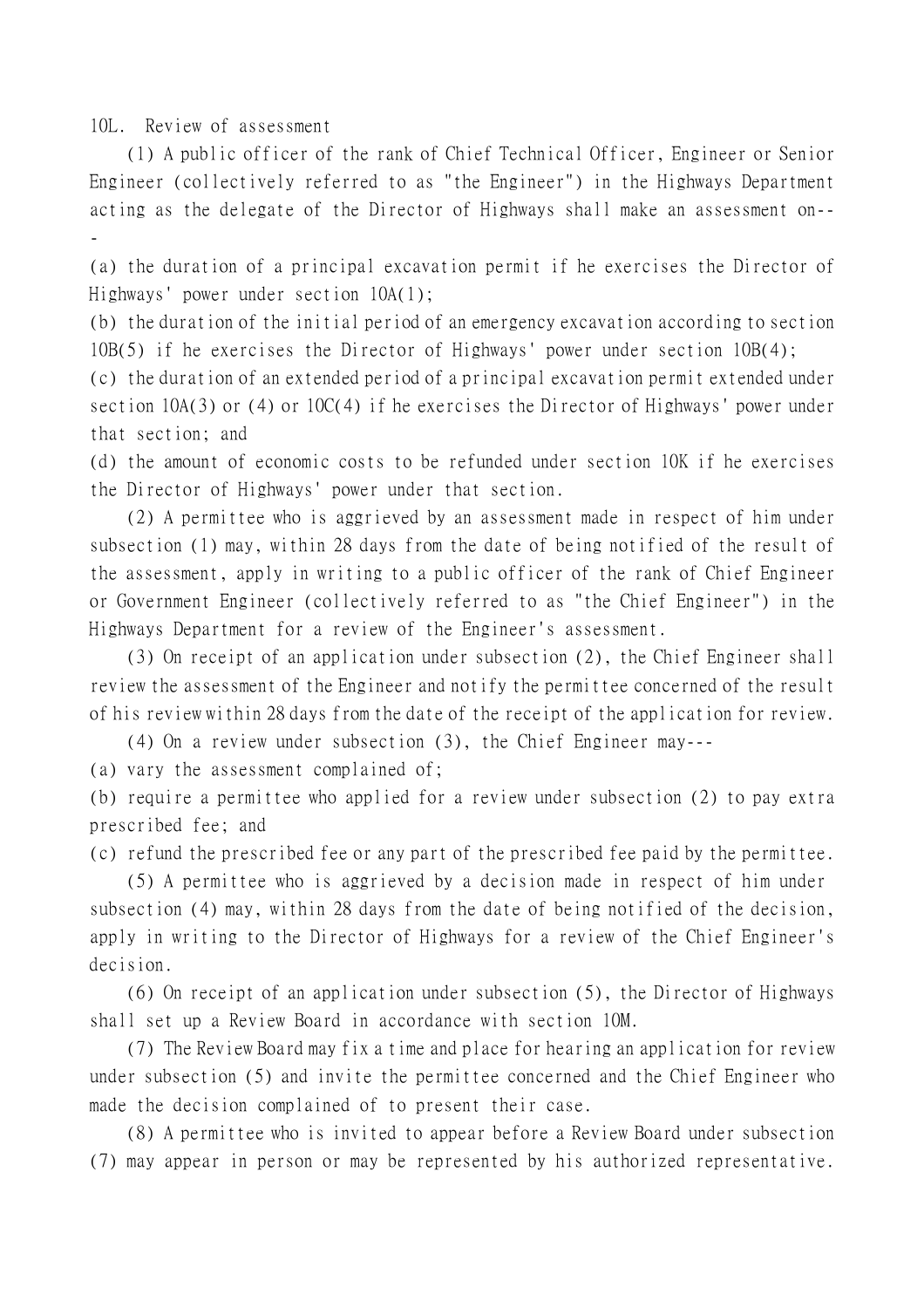10L. Review of assessment

(1) A public officer of the rank of Chief Technical Officer, Engineer or Senior Engineer (collectively referred to as "the Engineer") in the Highways Department acting as the delegate of the Director of Highways shall make an assessment on---

(a) the duration of a principal excavation permit if he exercises the Director of Highways' power under section 10A(1);

(b) the duration of the initial period of an emergency excavation according to section 10B(5) if he exercises the Director of Highways' power under section 10B(4);

(c) the duration of an extended period of a principal excavation permit extended under section 10A(3) or (4) or 10C(4) if he exercises the Director of Highways' power under that section; and

(d) the amount of economic costs to be refunded under section 10K if he exercises the Director of Highways' power under that section.

(2) A permittee who is aggrieved by an assessment made in respect of him under subsection (1) may, within 28 days from the date of being notified of the result of the assessment, apply in writing to a public officer of the rank of Chief Engineer or Government Engineer (collectively referred to as "the Chief Engineer") in the Highways Department for a review of the Engineer's assessment.

(3) On receipt of an application under subsection (2), the Chief Engineer shall review the assessment of the Engineer and notify the permittee concerned of the result of his review within 28 days from the date of the receipt of the application for review.

(4) On a review under subsection (3), the Chief Engineer may---

(a) vary the assessment complained of;

(b) require a permittee who applied for a review under subsection (2) to pay extra prescribed fee; and

(c) refund the prescribed fee or any part of the prescribed fee paid by the permittee.

(5) A permittee who is aggrieved by a decision made in respect of him under subsection (4) may, within 28 days from the date of being notified of the decision, apply in writing to the Director of Highways for a review of the Chief Engineer's decision.

(6) On receipt of an application under subsection (5), the Director of Highways shall set up a Review Board in accordance with section 10M.

(7) The Review Board may fix a time and place for hearing an application for review under subsection (5) and invite the permittee concerned and the Chief Engineer who made the decision complained of to present their case.

(8) A permittee who is invited to appear before a Review Board under subsection (7) may appear in person or may be represented by his authorized representative.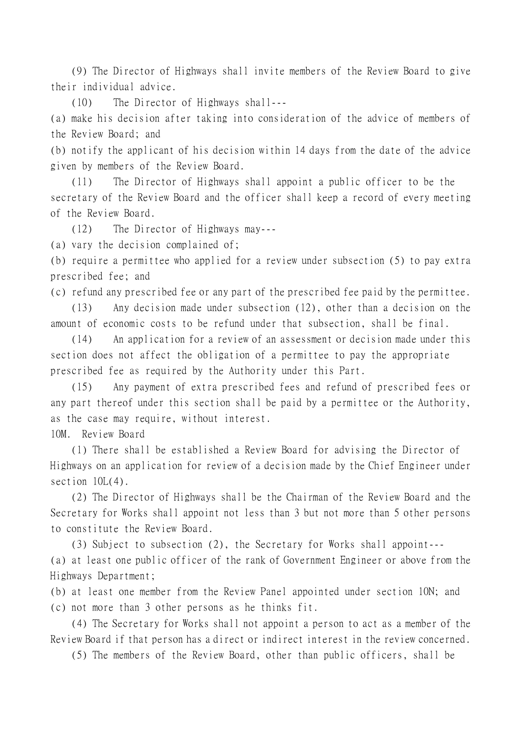(9) The Director of Highways shall invite members of the Review Board to give their individual advice.

(10) The Director of Highways shall---

(a) make his decision after taking into consideration of the advice of members of the Review Board; and

(b) notify the applicant of his decision within 14 days from the date of the advice given by members of the Review Board.

(11) The Director of Highways shall appoint a public officer to be the secretary of the Review Board and the officer shall keep a record of every meeting of the Review Board.

(12) The Director of Highways may---

(a) vary the decision complained of;

(b) require a permittee who applied for a review under subsection (5) to pay extra prescribed fee; and

(c) refund any prescribed fee or any part of the prescribed fee paid by the permittee.

(13) Any decision made under subsection (12), other than a decision on the amount of economic costs to be refund under that subsection, shall be final.

(14) An application for a review of an assessment or decision made under this section does not affect the obligation of a permittee to pay the appropriate prescribed fee as required by the Authority under this Part.

(15) Any payment of extra prescribed fees and refund of prescribed fees or any part thereof under this section shall be paid by a permittee or the Authority, as the case may require, without interest.

### 10M. Review Board

(1) There shall be established a Review Board for advising the Director of Highways on an application for review of a decision made by the Chief Engineer under section 10L(4).

(2) The Director of Highways shall be the Chairman of the Review Board and the Secretary for Works shall appoint not less than 3 but not more than 5 other persons to constitute the Review Board.

(3) Subject to subsection (2), the Secretary for Works shall appoint---

(a) at least one public officer of the rank of Government Engineer or above from the Highways Department;

(b) at least one member from the Review Panel appointed under section 10N; and

(c) not more than 3 other persons as he thinks fit.

(4) The Secretary for Works shall not appoint a person to act as a member of the Review Board if that person has a direct or indirect interest in the review concerned.

(5) The members of the Review Board, other than public officers, shall be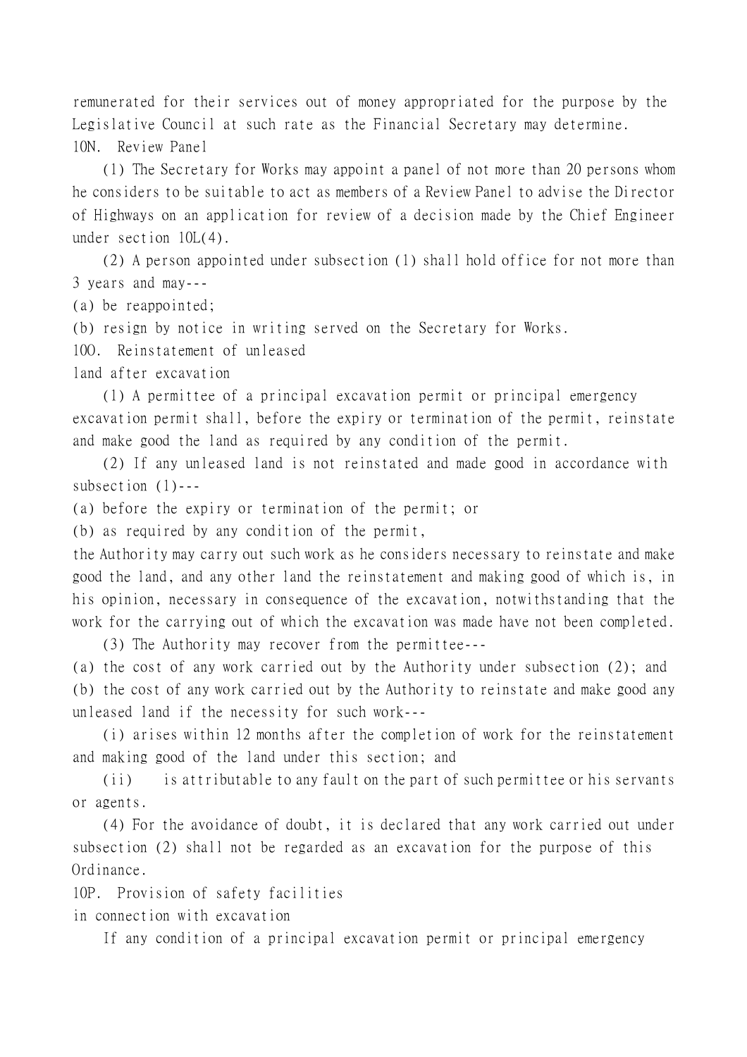remunerated for their services out of money appropriated for the purpose by the Legislative Council at such rate as the Financial Secretary may determine.

10N. Review Panel

(1) The Secretary for Works may appoint a panel of not more than 20 persons whom he considers to be suitable to act as members of a Review Panel to advise the Director of Highways on an application for review of a decision made by the Chief Engineer under section 10L(4).

(2) A person appointed under subsection (1) shall hold office for not more than 3 years and may---

(a) be reappointed;

(b) resign by notice in writing served on the Secretary for Works.

10O. Reinstatement of unleased land after excavation

(1) A permittee of a principal excavation permit or principal emergency excavation permit shall, before the expiry or termination of the permit, reinstate and make good the land as required by any condition of the permit.

(2) If any unleased land is not reinstated and made good in accordance with subsection (1)---

(a) before the expiry or termination of the permit; or

(b) as required by any condition of the permit,

the Authority may carry out such work as he considers necessary to reinstate and make good the land, and any other land the reinstatement and making good of which is, in his opinion, necessary in consequence of the excavation, notwithstanding that the work for the carrying out of which the excavation was made have not been completed.

(3) The Authority may recover from the permittee---

(a) the cost of any work carried out by the Authority under subsection (2); and

(b) the cost of any work carried out by the Authority to reinstate and make good any unleased land if the necessity for such work---

(i) arises within 12 months after the completion of work for the reinstatement and making good of the land under this section; and

(ii) is attributable to any fault on the part of such permittee or his servants or agents.

(4) For the avoidance of doubt, it is declared that any work carried out under subsection (2) shall not be regarded as an excavation for the purpose of this Ordinance.

10P. Provision of safety facilities in connection with excavation

If any condition of a principal excavation permit or principal emergency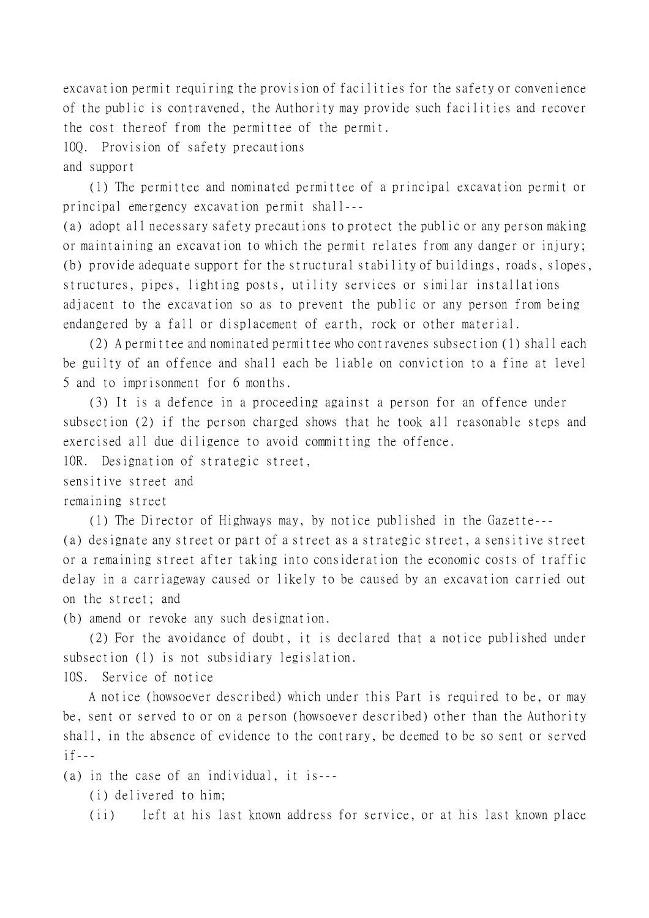excavation permit requiring the provision of facilities for the safety or convenience of the public is contravened, the Authority may provide such facilities and recover the cost thereof from the permittee of the permit.

10Q. Provision of safety precautions and support

(1) The permittee and nominated permittee of a principal excavation permit or principal emergency excavation permit shall---

(a) adopt all necessary safety precautions to protect the public or any person making or maintaining an excavation to which the permit relates from any danger or injury;

(b) provide adequate support for the structural stability of buildings, roads, slopes, structures, pipes, lighting posts, utility services or similar installations adjacent to the excavation so as to prevent the public or any person from being endangered by a fall or displacement of earth, rock or other material.

(2) A permittee and nominated permittee who contravenes subsection (1) shall each be guilty of an offence and shall each be liable on conviction to a fine at level 5 and to imprisonment for 6 months.

(3) It is a defence in a proceeding against a person for an offence under subsection (2) if the person charged shows that he took all reasonable steps and exercised all due diligence to avoid committing the offence.

10R. Designation of strategic street, sensitive street and remaining street

(1) The Director of Highways may, by notice published in the Gazette---

(a) designate any street or part of a street as a strategic street, a sensitive street or a remaining street after taking into consideration the economic costs of traffic delay in a carriageway caused or likely to be caused by an excavation carried out on the street; and

(b) amend or revoke any such designation.

(2) For the avoidance of doubt, it is declared that a notice published under subsection (1) is not subsidiary legislation.

10S. Service of notice

A notice (howsoever described) which under this Part is required to be, or may be, sent or served to or on a person (howsoever described) other than the Authority shall, in the absence of evidence to the contrary, be deemed to be so sent or served if---

(a) in the case of an individual, it is---

(i) delivered to him;

(ii) left at his last known address for service, or at his last known place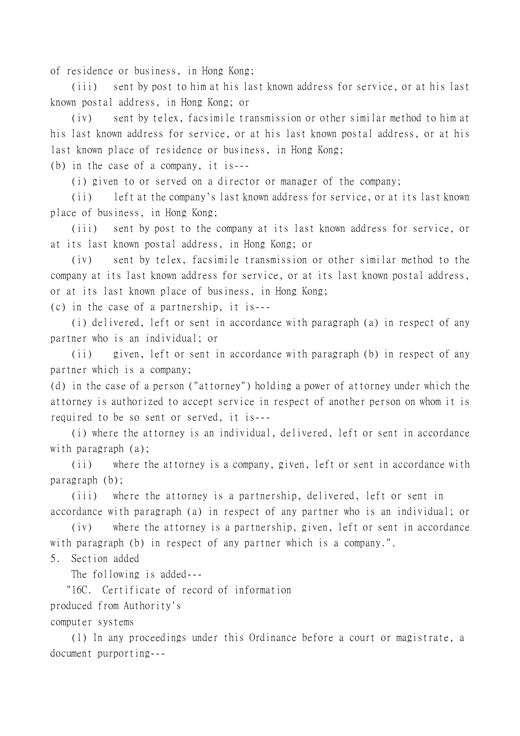of residence or business, in Hong Kong;

(iii) sent by post to him at his last known address for service, or at his last known postal address, in Hong Kong; or

(iv) sent by telex, facsimile transmission or other similar method to him at his last known address for service, or at his last known postal address, or at his last known place of residence or business, in Hong Kong;

(b) in the case of a company, it is---

(i) given to or served on a director or manager of the company;

(ii) left at the company's last known address for service, or at its last known place of business, in Hong Kong;

(iii) sent by post to the company at its last known address for service, or at its last known postal address, in Hong Kong; or

(iv) sent by telex, facsimile transmission or other similar method to the company at its last known address for service, or at its last known postal address, or at its last known place of business, in Hong Kong;

(c) in the case of a partnership, it is---

(i) delivered, left or sent in accordance with paragraph (a) in respect of any partner who is an individual; or

(ii) given, left or sent in accordance with paragraph (b) in respect of any partner which is a company;

(d) in the case of a person ("attorney") holding a power of attorney under which the attorney is authorized to accept service in respect of another person on whom it is required to be so sent or served, it is---

(i) where the attorney is an individual, delivered, left or sent in accordance with paragraph (a);

(ii) where the attorney is a company, given, left or sent in accordance with paragraph (b);

(iii) where the attorney is a partnership, delivered, left or sent in accordance with paragraph (a) in respect of any partner who is an individual; or

(iv) where the attorney is a partnership, given, left or sent in accordance with paragraph (b) in respect of any partner which is a company.".

5. Section added

The following is added---

"16C. Certificate of record of information produced from Authority's computer systems

(1) In any proceedings under this Ordinance before a court or magistrate, a document purporting---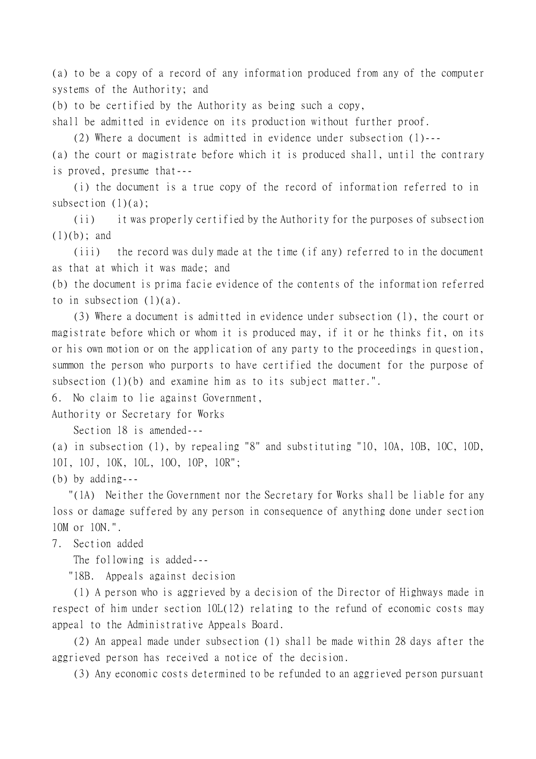(a) to be a copy of a record of any information produced from any of the computer systems of the Authority; and

(b) to be certified by the Authority as being such a copy,

shall be admitted in evidence on its production without further proof.

(2) Where a document is admitted in evidence under subsection (1)---

(a) the court or magistrate before which it is produced shall, until the contrary is proved, presume that---

(i) the document is a true copy of the record of information referred to in subsection (1)(a);

(ii) it was properly certified by the Authority for the purposes of subsection (1)(b); and

(iii) the record was duly made at the time (if any) referred to in the document as that at which it was made; and

(b) the document is prima facie evidence of the contents of the information referred to in subsection (1)(a).

(3) Where a document is admitted in evidence under subsection (1), the court or magistrate before which or whom it is produced may, if it or he thinks fit, on its or his own motion or on the application of any party to the proceedings in question, summon the person who purports to have certified the document for the purpose of subsection (1)(b) and examine him as to its subject matter.".

6. No claim to lie against Government, Authority or Secretary for Works

Section 18 is amended---

(a) in subsection (1), by repealing "8" and substituting "10, 10A, 10B, 10C, 10D, 10I, 10J, 10K, 10L, 10O, 10P, 10R";

(b) by adding---

"(1A) Neither the Government nor the Secretary for Works shall be liable for any loss or damage suffered by any person in consequence of anything done under section 10M or 10N.".

7. Section added

The following is added---

"18B. Appeals against decision

(1) A person who is aggrieved by a decision of the Director of Highways made in respect of him under section 10L(12) relating to the refund of economic costs may appeal to the Administrative Appeals Board.

(2) An appeal made under subsection (1) shall be made within 28 days after the aggrieved person has received a notice of the decision.

(3) Any economic costs determined to be refunded to an aggrieved person pursuant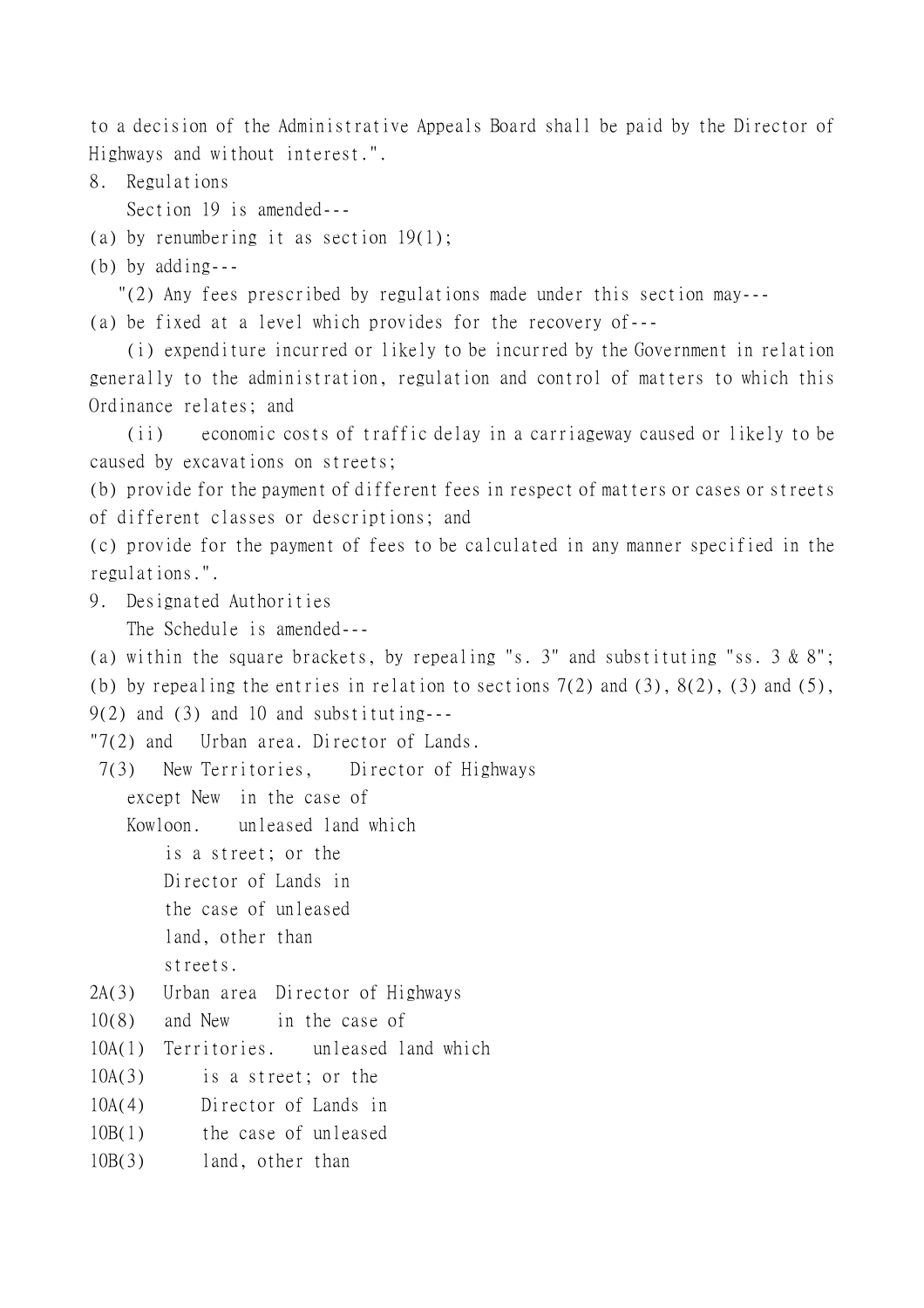to a decision of the Administrative Appeals Board shall be paid by the Director of Highways and without interest.".

8. Regulations

Section 19 is amended---

(a) by renumbering it as section 19(1);

(b) by adding---

"(2) Any fees prescribed by regulations made under this section may---

(a) be fixed at a level which provides for the recovery of---

(i) expenditure incurred or likely to be incurred by the Government in relation generally to the administration, regulation and control of matters to which this Ordinance relates; and

(ii) economic costs of traffic delay in a carriageway caused or likely to be caused by excavations on streets;

(b) provide for the payment of different fees in respect of matters or cases or streets of different classes or descriptions; and

(c) provide for the payment of fees to be calculated in any manner specified in the regulations.".

9. Designated Authorities

The Schedule is amended---

(a) within the square brackets, by repealing "s. 3" and substituting "ss. 3 & 8";

(b) by repealing the entries in relation to sections 7(2) and (3), 8(2), (3) and (5), 9(2) and (3) and 10 and substituting---

| | | |
|---|---|---|
| "7(2) and 7(3) | Urban area. | Director of Lands. |
| | New Territories, except New Kowloon. | Director of Highways in the case of unleased land which is a street; or the Director of Lands in the case of unleased land, other than streets. |
| 2A(3)<br>10(8)<br>10A(1)<br>10A(3)<br>10A(4)<br>10B(1)<br>10B(3) | Urban area and New Territories. | Director of Highways in the case of unleased land which is a street; or the Director of Lands in the case of unleased land, other than |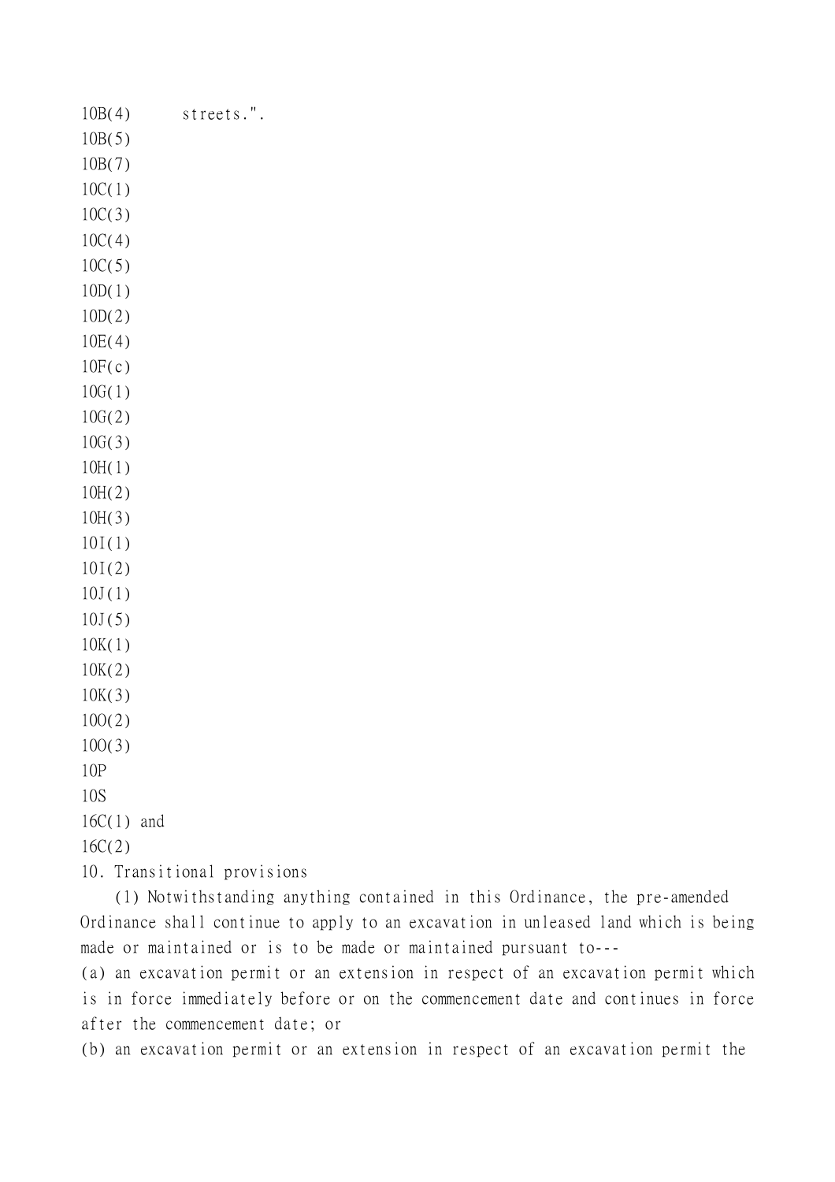10B(4) streets.".

10B(5)

10B(7)

10C(1)

10C(3)

10C(4)

10C(5)

10D(1)

10D(2)

10E(4)

10F(c)

10G(1)

10G(2)

10G(3)

10H(1)

10H(2)

10H(3)

10I(1)

10I(2)

10J(1)

10J(5)

10K(1)

10K(2)

10K(3)

10O(2)

10O(3)

10P

10S

16C(1) and

16C(2)

10. Transitional provisions

(1) Notwithstanding anything contained in this Ordinance, the pre-amended Ordinance shall continue to apply to an excavation in unleased land which is being made or maintained or is to be made or maintained pursuant to---

(a) an excavation permit or an extension in respect of an excavation permit which is in force immediately before or on the commencement date and continues in force after the commencement date; or

(b) an excavation permit or an extension in respect of an excavation permit the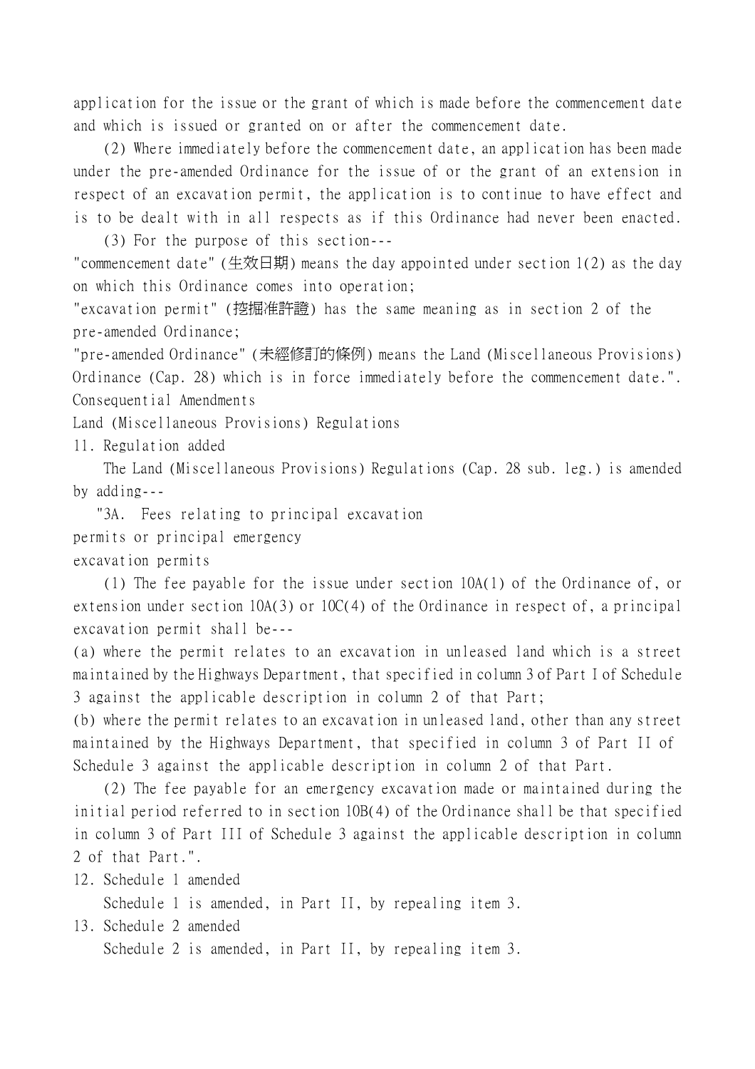application for the issue or the grant of which is made before the commencement date and which is issued or granted on or after the commencement date.

(2) Where immediately before the commencement date, an application has been made under the pre-amended Ordinance for the issue of or the grant of an extension in respect of an excavation permit, the application is to continue to have effect and is to be dealt with in all respects as if this Ordinance had never been enacted.

(3) For the purpose of this section---

"commencement date" (生效日期) means the day appointed under section 1(2) as the day on which this Ordinance comes into operation;

"excavation permit" (挖掘准許證) has the same meaning as in section 2 of the pre-amended Ordinance;

"pre-amended Ordinance" (未經修訂的條例) means the Land (Miscellaneous Provisions) Ordinance (Cap. 28) which is in force immediately before the commencement date.".

Consequential Amendments

Land (Miscellaneous Provisions) Regulations

11. Regulation added

The Land (Miscellaneous Provisions) Regulations (Cap. 28 sub. leg.) is amended by adding---

"3A. Fees relating to principal excavation permits or principal emergency excavation permits

(1) The fee payable for the issue under section 10A(1) of the Ordinance of, or extension under section 10A(3) or 10C(4) of the Ordinance in respect of, a principal excavation permit shall be---

(a) where the permit relates to an excavation in unleased land which is a street maintained by the Highways Department, that specified in column 3 of Part I of Schedule 3 against the applicable description in column 2 of that Part;

(b) where the permit relates to an excavation in unleased land, other than any street maintained by the Highways Department, that specified in column 3 of Part II of Schedule 3 against the applicable description in column 2 of that Part.

(2) The fee payable for an emergency excavation made or maintained during the initial period referred to in section 10B(4) of the Ordinance shall be that specified in column 3 of Part III of Schedule 3 against the applicable description in column 2 of that Part.".

12. Schedule 1 amended

Schedule 1 is amended, in Part II, by repealing item 3.

13. Schedule 2 amended

Schedule 2 is amended, in Part II, by repealing item 3.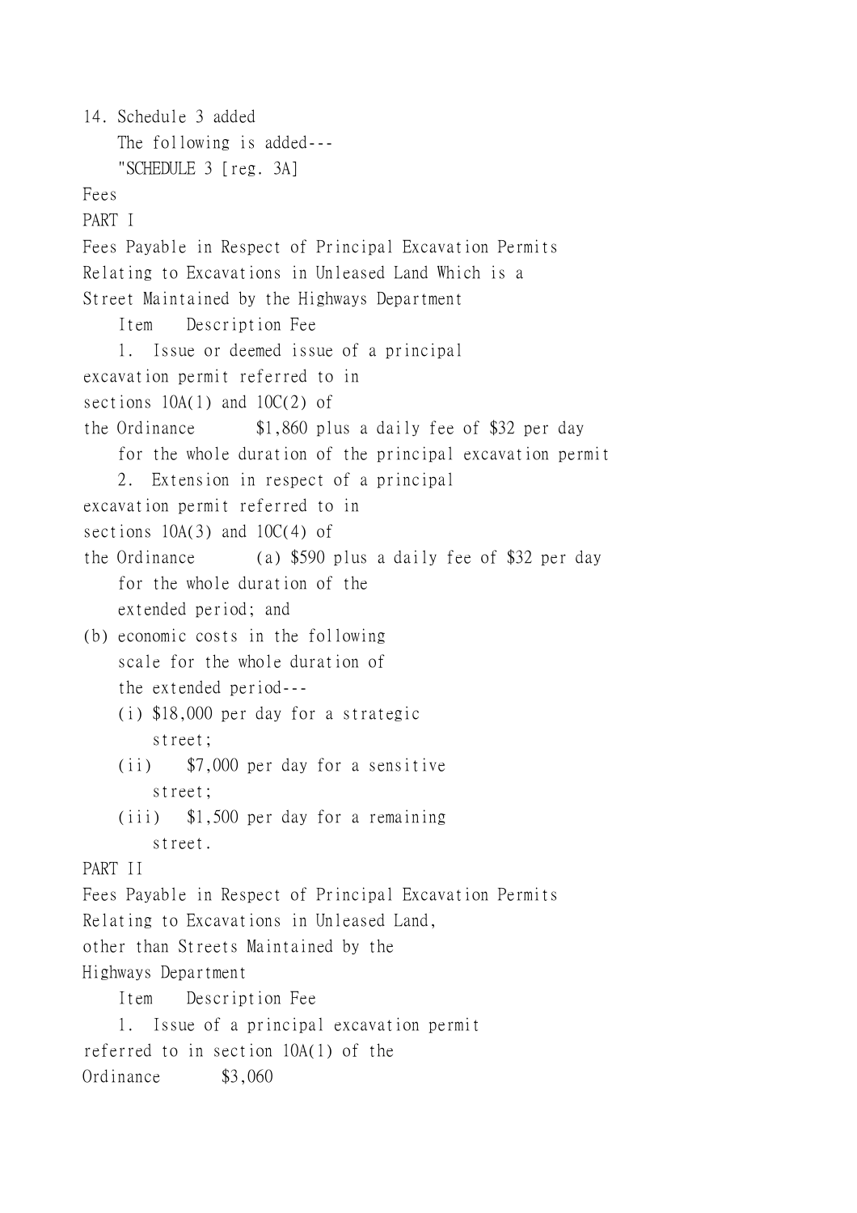14. Schedule 3 added

The following is added---

"SCHEDULE 3 [reg. 3A]

Fees

PART I

Fees Payable in Respect of Principal Excavation Permits Relating to Excavations in Unleased Land Which is a Street Maintained by the Highways Department

| Item | Description | Fee |
|---|---|---|
| 1. | Issue or deemed issue of a principal excavation permit referred to in sections 10A(1) and 10C(2) of the Ordinance | $1,860 plus a daily fee of $32 per day for the whole duration of the principal excavation permit |
| 2. | Extension in respect of a principal excavation permit referred to in sections 10A(3) and 10C(4) of the Ordinance | (a) $590 plus a daily fee of $32 per day for the whole duration of the extended period; and<br>(b) economic costs in the following scale for the whole duration of the extended period---<br>(i) $18,000 per day for a strategic street;<br>(ii) $7,000 per day for a sensitive street;<br>(iii) $1,500 per day for a remaining street. |

PART II

Fees Payable in Respect of Principal Excavation Permits Relating to Excavations in Unleased Land, other than Streets Maintained by the Highways Department

| Item | Description | Fee |
|---|---|---|
| 1. | Issue of a principal excavation permit referred to in section 10A(1) of the Ordinance | $3,060 |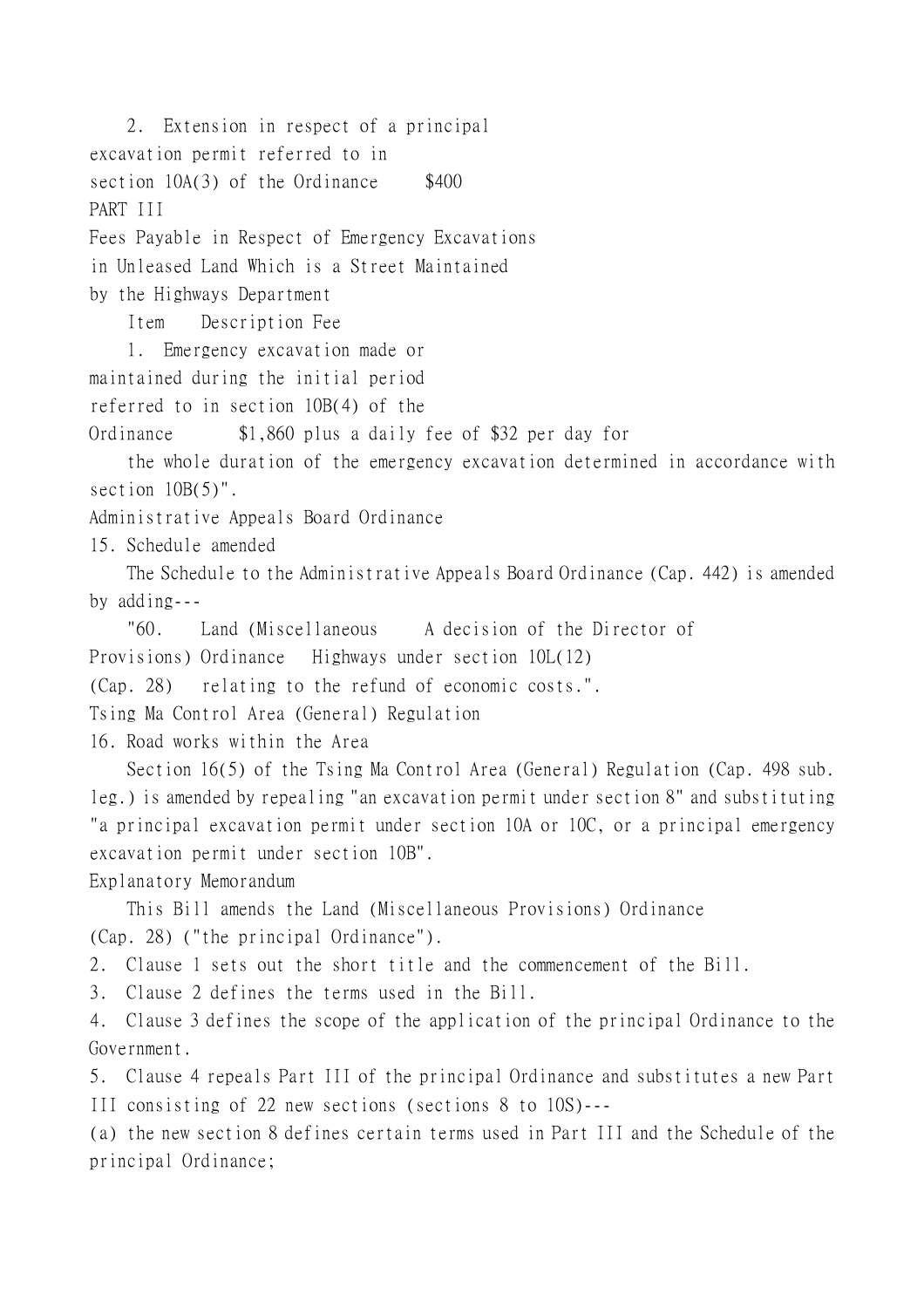2. Extension in respect of a principal excavation permit referred to in section 10A(3) of the Ordinance $400

PART III

Fees Payable in Respect of Emergency Excavations in Unleased Land Which is a Street Maintained by the Highways Department

| Item | Description | Fee |
|---|---|---|
| 1. | Emergency excavation made or maintained during the initial period referred to in section 10B(4) of the Ordinance | $1,860 plus a daily fee of $32 per day for the whole duration of the emergency excavation determined in accordance with section 10B(5)". |

Administrative Appeals Board Ordinance

15. Schedule amended

The Schedule to the Administrative Appeals Board Ordinance (Cap. 442) is amended by adding---

| | | |
|---|---|---|
| "60. | Land (Miscellaneous Provisions) Ordinance (Cap. 28) | A decision of the Director of Highways under section 10L(12) relating to the refund of economic costs.". |

Tsing Ma Control Area (General) Regulation

16. Road works within the Area

Section 16(5) of the Tsing Ma Control Area (General) Regulation (Cap. 498 sub. leg.) is amended by repealing "an excavation permit under section 8" and substituting "a principal excavation permit under section 10A or 10C, or a principal emergency excavation permit under section 10B".

Explanatory Memorandum

This Bill amends the Land (Miscellaneous Provisions) Ordinance (Cap. 28) ("the principal Ordinance").

2. Clause 1 sets out the short title and the commencement of the Bill.

3. Clause 2 defines the terms used in the Bill.

4. Clause 3 defines the scope of the application of the principal Ordinance to the Government.

5. Clause 4 repeals Part III of the principal Ordinance and substitutes a new Part III consisting of 22 new sections (sections 8 to 10S)---

(a) the new section 8 defines certain terms used in Part III and the Schedule of the principal Ordinance;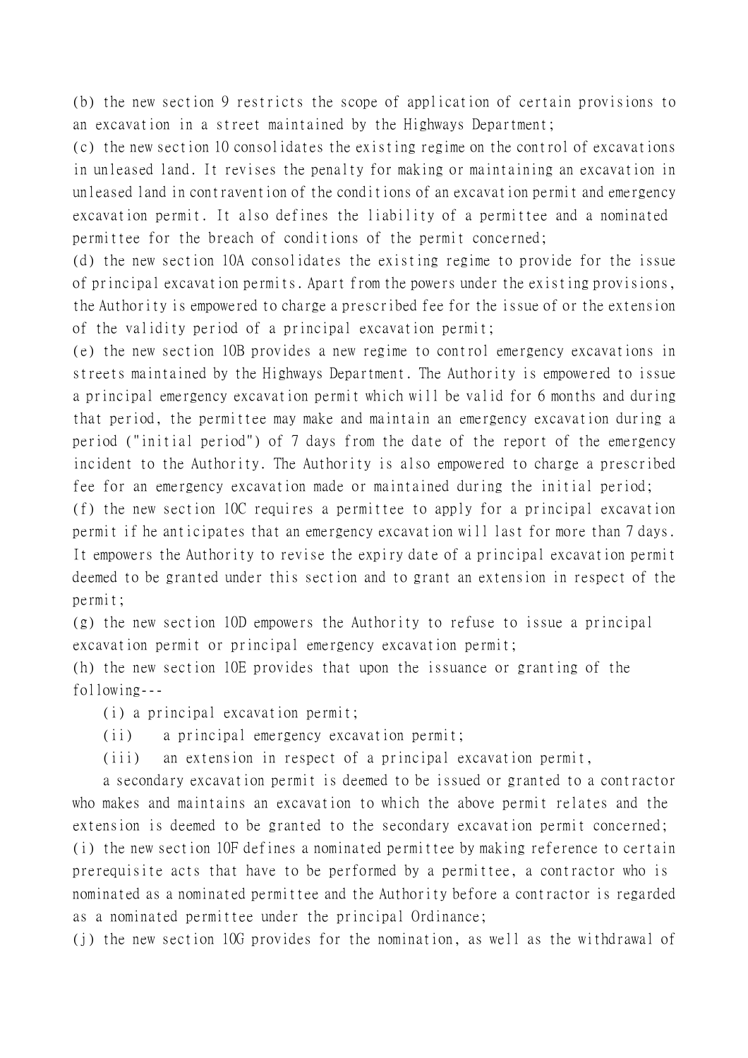(b) the new section 9 restricts the scope of application of certain provisions to an excavation in a street maintained by the Highways Department;

(c) the new section 10 consolidates the existing regime on the control of excavations in unleased land. It revises the penalty for making or maintaining an excavation in unleased land in contravention of the conditions of an excavation permit and emergency excavation permit. It also defines the liability of a permittee and a nominated permittee for the breach of conditions of the permit concerned;

(d) the new section 10A consolidates the existing regime to provide for the issue of principal excavation permits. Apart from the powers under the existing provisions, the Authority is empowered to charge a prescribed fee for the issue of or the extension of the validity period of a principal excavation permit;

(e) the new section 10B provides a new regime to control emergency excavations in streets maintained by the Highways Department. The Authority is empowered to issue a principal emergency excavation permit which will be valid for 6 months and during that period, the permittee may make and maintain an emergency excavation during a period ("initial period") of 7 days from the date of the report of the emergency incident to the Authority. The Authority is also empowered to charge a prescribed fee for an emergency excavation made or maintained during the initial period;

(f) the new section 10C requires a permittee to apply for a principal excavation permit if he anticipates that an emergency excavation will last for more than 7 days. It empowers the Authority to revise the expiry date of a principal excavation permit deemed to be granted under this section and to grant an extension in respect of the permit;

(g) the new section 10D empowers the Authority to refuse to issue a principal excavation permit or principal emergency excavation permit;

(h) the new section 10E provides that upon the issuance or granting of the following---

   (i) a principal excavation permit;

   (ii) a principal emergency excavation permit;

   (iii) an extension in respect of a principal excavation permit,

   a secondary excavation permit is deemed to be issued or granted to a contractor who makes and maintains an excavation to which the above permit relates and the extension is deemed to be granted to the secondary excavation permit concerned;

(i) the new section 10F defines a nominated permittee by making reference to certain prerequisite acts that have to be performed by a permittee, a contractor who is nominated as a nominated permittee and the Authority before a contractor is regarded as a nominated permittee under the principal Ordinance;

(j) the new section 10G provides for the nomination, as well as the withdrawal of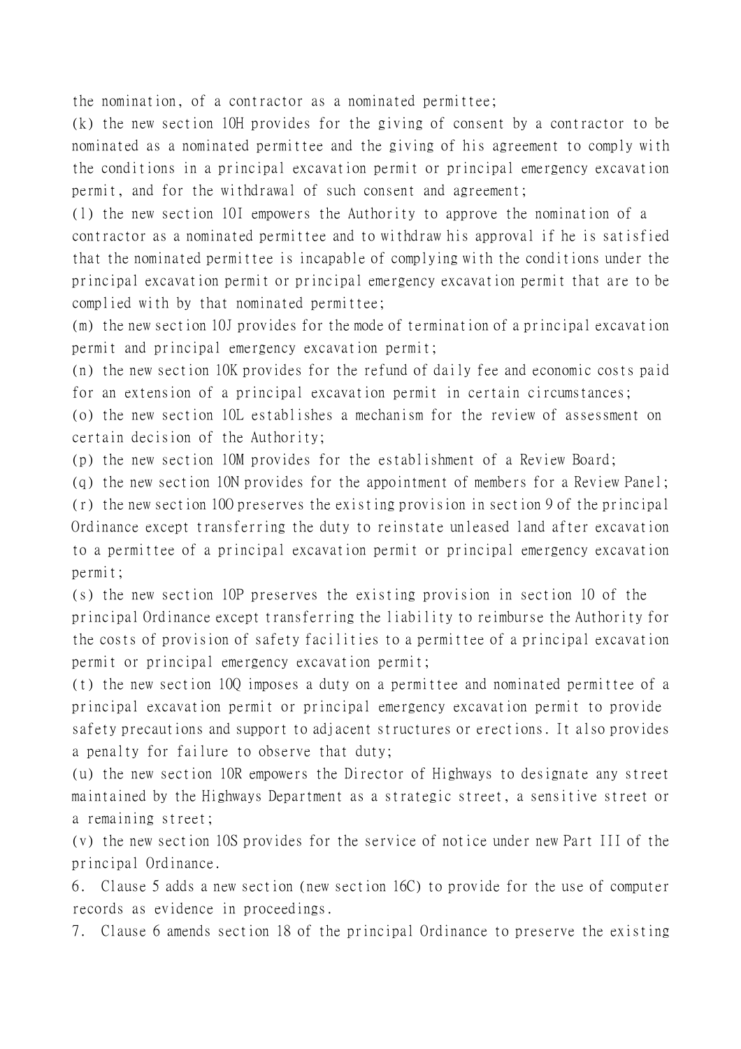the nomination, of a contractor as a nominated permittee;

(k) the new section 10H provides for the giving of consent by a contractor to be nominated as a nominated permittee and the giving of his agreement to comply with the conditions in a principal excavation permit or principal emergency excavation permit, and for the withdrawal of such consent and agreement;

(l) the new section 10I empowers the Authority to approve the nomination of a contractor as a nominated permittee and to withdraw his approval if he is satisfied that the nominated permittee is incapable of complying with the conditions under the principal excavation permit or principal emergency excavation permit that are to be complied with by that nominated permittee;

(m) the new section 10J provides for the mode of termination of a principal excavation permit and principal emergency excavation permit;

(n) the new section 10K provides for the refund of daily fee and economic costs paid for an extension of a principal excavation permit in certain circumstances;

(o) the new section 10L establishes a mechanism for the review of assessment on certain decision of the Authority;

(p) the new section 10M provides for the establishment of a Review Board;

(q) the new section 10N provides for the appointment of members for a Review Panel;

(r) the new section 10O preserves the existing provision in section 9 of the principal Ordinance except transferring the duty to reinstate unleased land after excavation to a permittee of a principal excavation permit or principal emergency excavation permit;

(s) the new section 10P preserves the existing provision in section 10 of the principal Ordinance except transferring the liability to reimburse the Authority for the costs of provision of safety facilities to a permittee of a principal excavation permit or principal emergency excavation permit;

(t) the new section 10Q imposes a duty on a permittee and nominated permittee of a principal excavation permit or principal emergency excavation permit to provide safety precautions and support to adjacent structures or erections. It also provides a penalty for failure to observe that duty;

(u) the new section 10R empowers the Director of Highways to designate any street maintained by the Highways Department as a strategic street, a sensitive street or a remaining street;

(v) the new section 10S provides for the service of notice under new Part III of the principal Ordinance.

6. Clause 5 adds a new section (new section 16C) to provide for the use of computer records as evidence in proceedings.

7. Clause 6 amends section 18 of the principal Ordinance to preserve the existing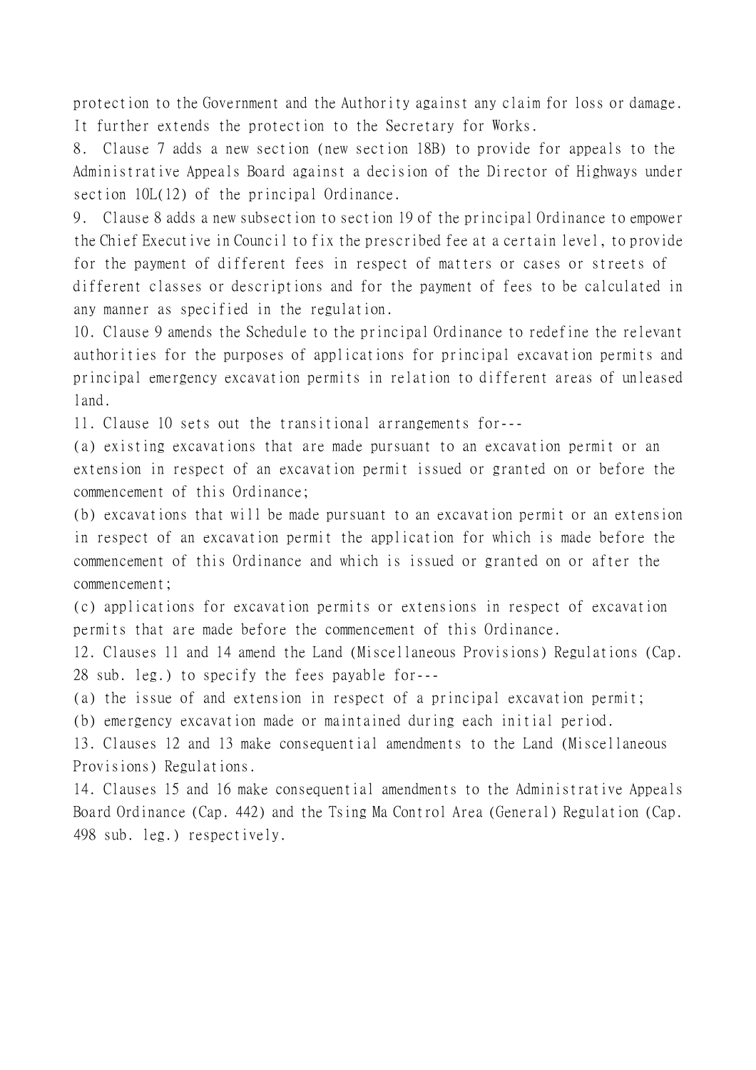protection to the Government and the Authority against any claim for loss or damage. It further extends the protection to the Secretary for Works.

8. Clause 7 adds a new section (new section 18B) to provide for appeals to the Administrative Appeals Board against a decision of the Director of Highways under section 10L(12) of the principal Ordinance.

9. Clause 8 adds a new subsection to section 19 of the principal Ordinance to empower the Chief Executive in Council to fix the prescribed fee at a certain level, to provide for the payment of different fees in respect of matters or cases or streets of different classes or descriptions and for the payment of fees to be calculated in any manner as specified in the regulation.

10. Clause 9 amends the Schedule to the principal Ordinance to redefine the relevant authorities for the purposes of applications for principal excavation permits and principal emergency excavation permits in relation to different areas of unleased land.

11. Clause 10 sets out the transitional arrangements for---

(a) existing excavations that are made pursuant to an excavation permit or an extension in respect of an excavation permit issued or granted on or before the commencement of this Ordinance;

(b) excavations that will be made pursuant to an excavation permit or an extension in respect of an excavation permit the application for which is made before the commencement of this Ordinance and which is issued or granted on or after the commencement;

(c) applications for excavation permits or extensions in respect of excavation permits that are made before the commencement of this Ordinance.

12. Clauses 11 and 14 amend the Land (Miscellaneous Provisions) Regulations (Cap. 28 sub. leg.) to specify the fees payable for---

(a) the issue of and extension in respect of a principal excavation permit;

(b) emergency excavation made or maintained during each initial period.

13. Clauses 12 and 13 make consequential amendments to the Land (Miscellaneous Provisions) Regulations.

14. Clauses 15 and 16 make consequential amendments to the Administrative Appeals Board Ordinance (Cap. 442) and the Tsing Ma Control Area (General) Regulation (Cap. 498 sub. leg.) respectively.